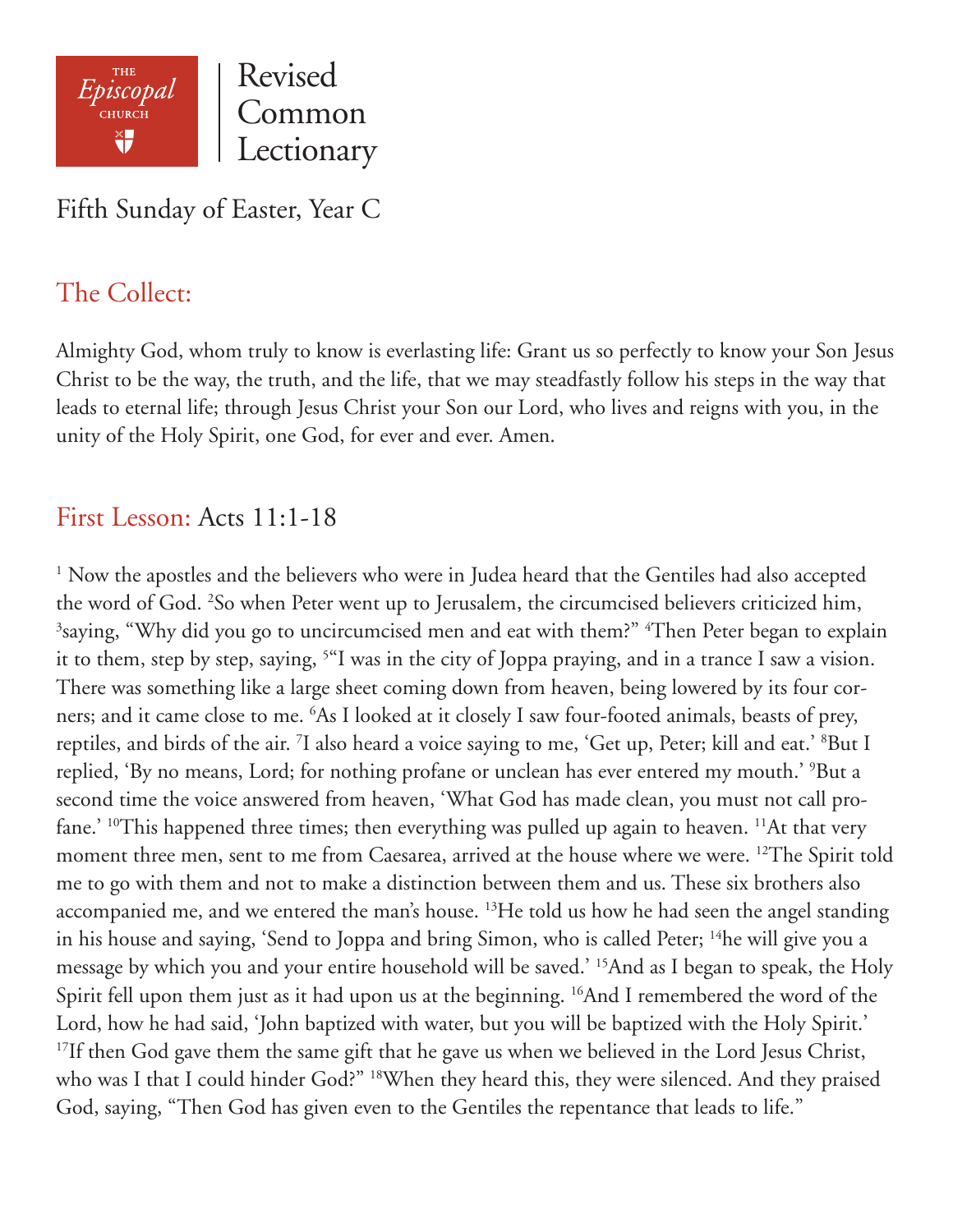THE *Episcopal* CHURCH

Revised Common Lectionary

# Fifth Sunday of Easter, Year C

## The Collect:

Almighty God, whom truly to know is everlasting life: Grant us so perfectly to know your Son Jesus Christ to be the way, the truth, and the life, that we may steadfastly follow his steps in the way that leads to eternal life; through Jesus Christ your Son our Lord, who lives and reigns with you, in the unity of the Holy Spirit, one God, for ever and ever. Amen.

## First Lesson: Acts 11:1-18

[1] Now the apostles and the believers who were in Judea heard that the Gentiles had also accepted the word of God. [2]So when Peter went up to Jerusalem, the circumcised believers criticized him, [3]saying, "Why did you go to uncircumcised men and eat with them?" [4]Then Peter began to explain it to them, step by step, saying, [5]"I was in the city of Joppa praying, and in a trance I saw a vision. There was something like a large sheet coming down from heaven, being lowered by its four corners; and it came close to me. [6]As I looked at it closely I saw four-footed animals, beasts of prey, reptiles, and birds of the air. [7]I also heard a voice saying to me, 'Get up, Peter; kill and eat.' [8]But I replied, 'By no means, Lord; for nothing profane or unclean has ever entered my mouth.' [9]But a second time the voice answered from heaven, 'What God has made clean, you must not call profane.' [10]This happened three times; then everything was pulled up again to heaven. [11]At that very moment three men, sent to me from Caesarea, arrived at the house where we were. [12]The Spirit told me to go with them and not to make a distinction between them and us. These six brothers also accompanied me, and we entered the man's house. [13]He told us how he had seen the angel standing in his house and saying, 'Send to Joppa and bring Simon, who is called Peter; [14]he will give you a message by which you and your entire household will be saved.' [15]And as I began to speak, the Holy Spirit fell upon them just as it had upon us at the beginning. [16]And I remembered the word of the Lord, how he had said, 'John baptized with water, but you will be baptized with the Holy Spirit.' [17]If then God gave them the same gift that he gave us when we believed in the Lord Jesus Christ, who was I that I could hinder God?" [18]When they heard this, they were silenced. And they praised God, saying, "Then God has given even to the Gentiles the repentance that leads to life."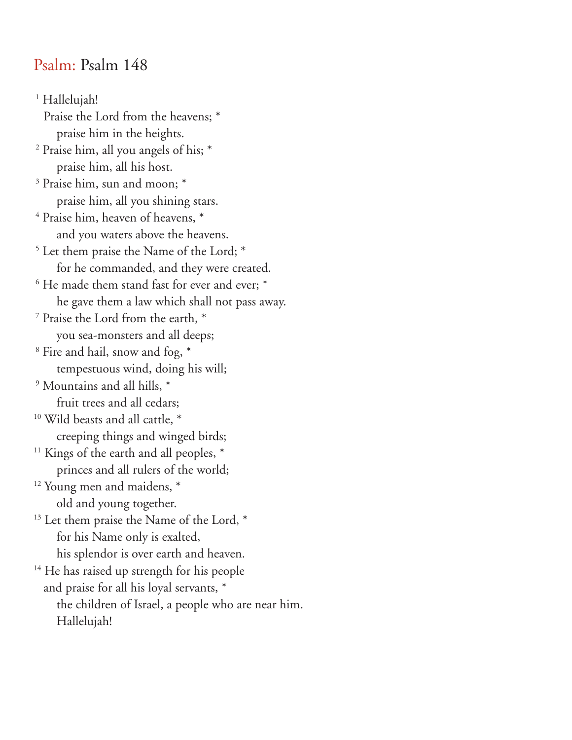## Psalm: Psalm 148

[1] Hallelujah!
Praise the Lord from the heavens; *
praise him in the heights.
[2] Praise him, all you angels of his; *
praise him, all his host.
[3] Praise him, sun and moon; *
praise him, all you shining stars.
[4] Praise him, heaven of heavens, *
and you waters above the heavens.
[5] Let them praise the Name of the Lord; *
for he commanded, and they were created.
[6] He made them stand fast for ever and ever; *
he gave them a law which shall not pass away.
[7] Praise the Lord from the earth, *
you sea-monsters and all deeps;
[8] Fire and hail, snow and fog, *
tempestuous wind, doing his will;
[9] Mountains and all hills, *
fruit trees and all cedars;
[10] Wild beasts and all cattle, *
creeping things and winged birds;
[11] Kings of the earth and all peoples, *
princes and all rulers of the world;
[12] Young men and maidens, *
old and young together.
[13] Let them praise the Name of the Lord, *
for his Name only is exalted,
his splendor is over earth and heaven.
[14] He has raised up strength for his people
and praise for all his loyal servants, *
the children of Israel, a people who are near him.
Hallelujah!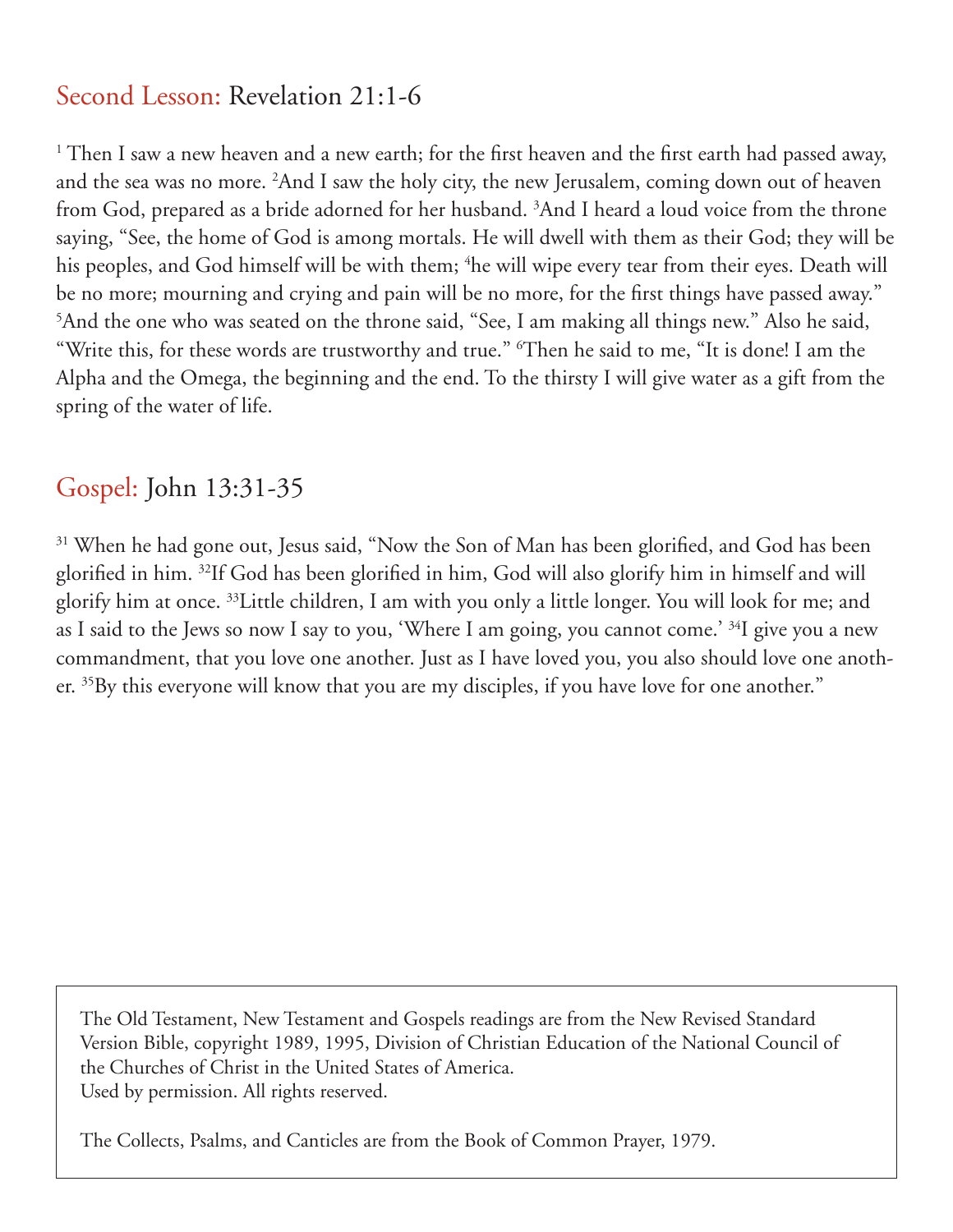## Second Lesson: Revelation 21:1-6

[1] Then I saw a new heaven and a new earth; for the first heaven and the first earth had passed away, and the sea was no more. [2]And I saw the holy city, the new Jerusalem, coming down out of heaven from God, prepared as a bride adorned for her husband. [3]And I heard a loud voice from the throne saying, "See, the home of God is among mortals. He will dwell with them as their God; they will be his peoples, and God himself will be with them; [4]he will wipe every tear from their eyes. Death will be no more; mourning and crying and pain will be no more, for the first things have passed away." [5]And the one who was seated on the throne said, "See, I am making all things new." Also he said, "Write this, for these words are trustworthy and true." [6]Then he said to me, "It is done! I am the Alpha and the Omega, the beginning and the end. To the thirsty I will give water as a gift from the spring of the water of life.

## Gospel: John 13:31-35

[31] When he had gone out, Jesus said, "Now the Son of Man has been glorified, and God has been glorified in him. [32]If God has been glorified in him, God will also glorify him in himself and will glorify him at once. [33]Little children, I am with you only a little longer. You will look for me; and as I said to the Jews so now I say to you, 'Where I am going, you cannot come.' [34]I give you a new commandment, that you love one another. Just as I have loved you, you also should love one another. [35]By this everyone will know that you are my disciples, if you have love for one another."

---

The Old Testament, New Testament and Gospels readings are from the New Revised Standard Version Bible, copyright 1989, 1995, Division of Christian Education of the National Council of the Churches of Christ in the United States of America.
Used by permission. All rights reserved.

The Collects, Psalms, and Canticles are from the Book of Common Prayer, 1979.